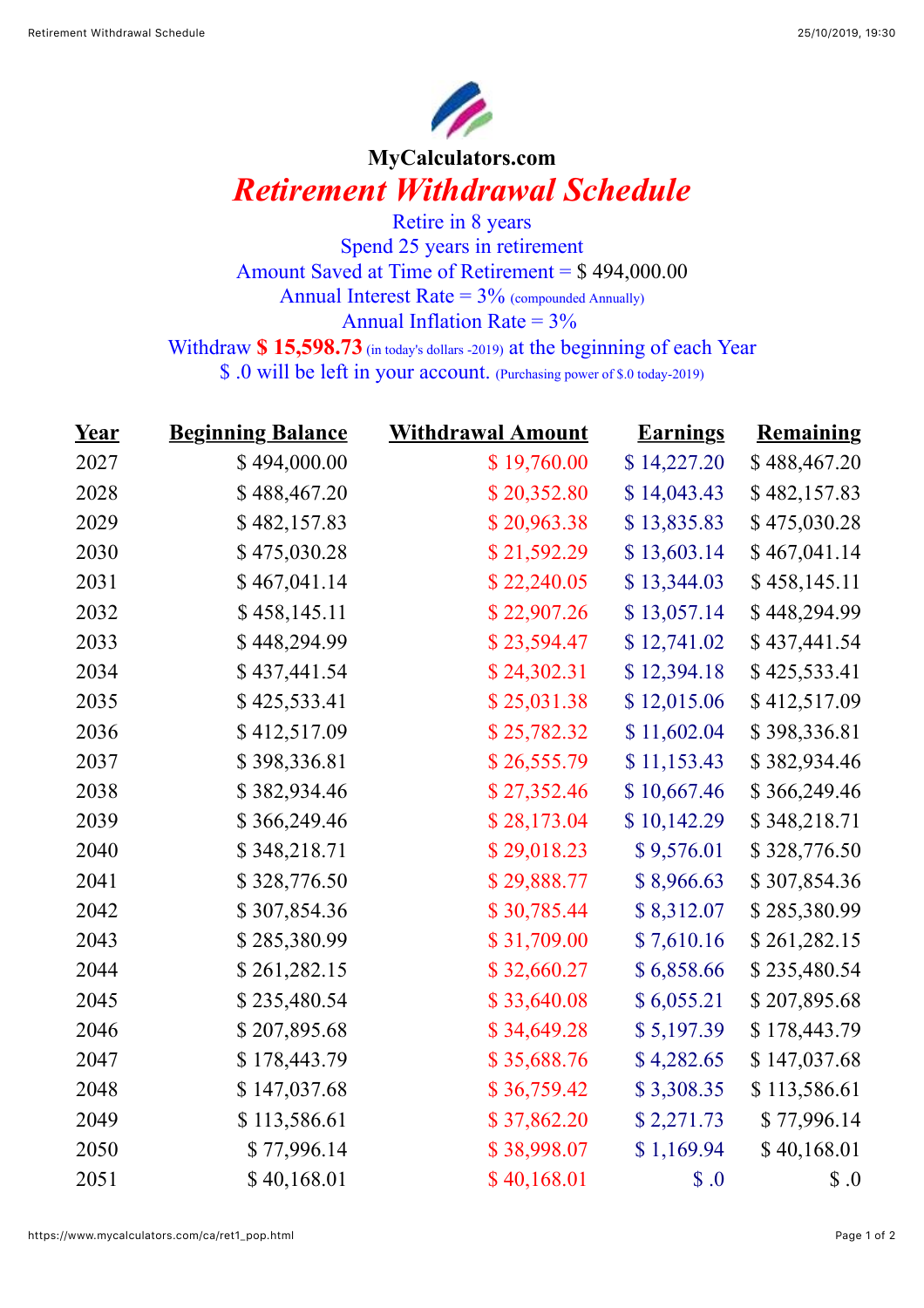**MyCalculators.com**

# *Retirement Withdrawal Schedule*

Retire in 8 years
Spend 25 years in retirement
Amount Saved at Time of Retirement = $ 494,000.00
Annual Interest Rate = 3% (compounded Annually)
Annual Inflation Rate = 3%
Withdraw **$ 15,598.73** (in today's dollars -2019) at the beginning of each Year
$ .0 will be left in your account. (Purchasing power of $.0 today-2019)

| Year | Beginning Balance | Withdrawal Amount | Earnings | Remaining |
|---|---|---|---|---|
| 2027 | $ 494,000.00 | $ 19,760.00 | $ 14,227.20 | $ 488,467.20 |
| 2028 | $ 488,467.20 | $ 20,352.80 | $ 14,043.43 | $ 482,157.83 |
| 2029 | $ 482,157.83 | $ 20,963.38 | $ 13,835.83 | $ 475,030.28 |
| 2030 | $ 475,030.28 | $ 21,592.29 | $ 13,603.14 | $ 467,041.14 |
| 2031 | $ 467,041.14 | $ 22,240.05 | $ 13,344.03 | $ 458,145.11 |
| 2032 | $ 458,145.11 | $ 22,907.26 | $ 13,057.14 | $ 448,294.99 |
| 2033 | $ 448,294.99 | $ 23,594.47 | $ 12,741.02 | $ 437,441.54 |
| 2034 | $ 437,441.54 | $ 24,302.31 | $ 12,394.18 | $ 425,533.41 |
| 2035 | $ 425,533.41 | $ 25,031.38 | $ 12,015.06 | $ 412,517.09 |
| 2036 | $ 412,517.09 | $ 25,782.32 | $ 11,602.04 | $ 398,336.81 |
| 2037 | $ 398,336.81 | $ 26,555.79 | $ 11,153.43 | $ 382,934.46 |
| 2038 | $ 382,934.46 | $ 27,352.46 | $ 10,667.46 | $ 366,249.46 |
| 2039 | $ 366,249.46 | $ 28,173.04 | $ 10,142.29 | $ 348,218.71 |
| 2040 | $ 348,218.71 | $ 29,018.23 | $ 9,576.01 | $ 328,776.50 |
| 2041 | $ 328,776.50 | $ 29,888.77 | $ 8,966.63 | $ 307,854.36 |
| 2042 | $ 307,854.36 | $ 30,785.44 | $ 8,312.07 | $ 285,380.99 |
| 2043 | $ 285,380.99 | $ 31,709.00 | $ 7,610.16 | $ 261,282.15 |
| 2044 | $ 261,282.15 | $ 32,660.27 | $ 6,858.66 | $ 235,480.54 |
| 2045 | $ 235,480.54 | $ 33,640.08 | $ 6,055.21 | $ 207,895.68 |
| 2046 | $ 207,895.68 | $ 34,649.28 | $ 5,197.39 | $ 178,443.79 |
| 2047 | $ 178,443.79 | $ 35,688.76 | $ 4,282.65 | $ 147,037.68 |
| 2048 | $ 147,037.68 | $ 36,759.42 | $ 3,308.35 | $ 113,586.61 |
| 2049 | $ 113,586.61 | $ 37,862.20 | $ 2,271.73 | $ 77,996.14 |
| 2050 | $ 77,996.14 | $ 38,998.07 | $ 1,169.94 | $ 40,168.01 |
| 2051 | $ 40,168.01 | $ 40,168.01 | $ .0 | $ .0 |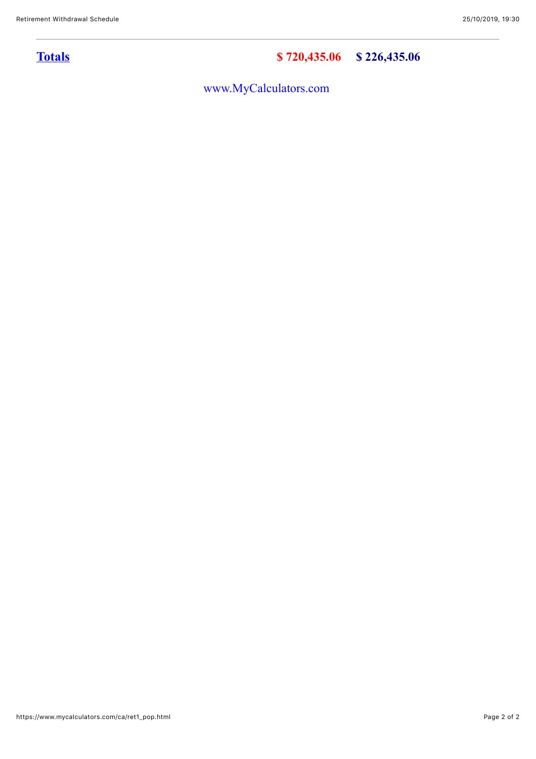| | | |
|---|---|---|
| **Totals** | **$ 720,435.06** | **$ 226,435.06** |

www.MyCalculators.com